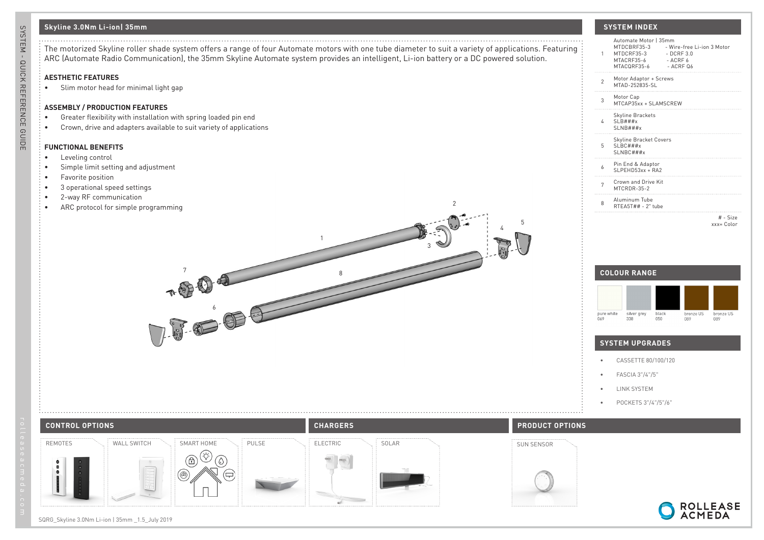## Skyline 3.0Nm Li-ion| 35mm

The motorized Skyline roller shade system offers a range of four Automate motors with one tube diameter to suit a variety of applications. Featuring ARC (Automate Radio Communication), the 35mm Skyline Automate system provides an intelligent, Li-ion battery or a DC powered solution.

### AESTHETIC FEATURES

- Slim motor head for minimal light gap

### ASSEMBLY / PRODUCTION FEATURES

- Greater flexibility with installation with spring loaded pin end
- Crown, drive and adapters available to suit variety of applications

### FUNCTIONAL BENEFITS

- Leveling control
- Simple limit setting and adjustment
- Favorite position
- 3 operational speed settings
- 2-way RF communication
- ARC protocol for simple programming

## SYSTEM INDEX

| # | Component |
|---|---|
| 1 | Automate Motor \| 35mm<br>MTDCBRF35-3 - Wire-free Li-ion 3 Motor<br>MTDCRF35-3 - DCRF 3.0<br>MTACRF35-6 - ACRF 6<br>MTACQRF35-6 - ACRF Q6 |
| 2 | Motor Adaptor + Screws<br>MTAD-252835-SL |
| 3 | Motor Cap<br>MTCAP35xx + SLAMSCREW |
| 4 | Skyline Brackets<br>SLB###x<br>SLNB###x |
| 5 | Skyline Bracket Covers<br>SLBC###x<br>SLNBC###x |
| 6 | Pin End & Adaptor<br>SLPEHD53xx + RA2 |
| 7 | Crown and Drive Kit<br>MTCRDR-35-2 |
| 8 | Aluminum Tube<br>RTEA5T## - 2" tube |

# - Size
xxx= Color

## COLOUR RANGE

- pure white 069
- silver grey 338
- black 050
- bronze US 089
- bronze US 089

## SYSTEM UPGRADES

- CASSETTE 80/100/120
- FASCIA 3"/4"/5"
- LINK SYSTEM
- POCKETS 3"/4"/5"/6"

## CONTROL OPTIONS

- REMOTES
- WALL SWITCH
- SMART HOME
- PULSE

## CHARGERS

- ELECTRIC
- SOLAR

## PRODUCT OPTIONS

- SUN SENSOR

SQRG_Skyline 3.0Nm Li-ion | 35mm _1.5_July 2019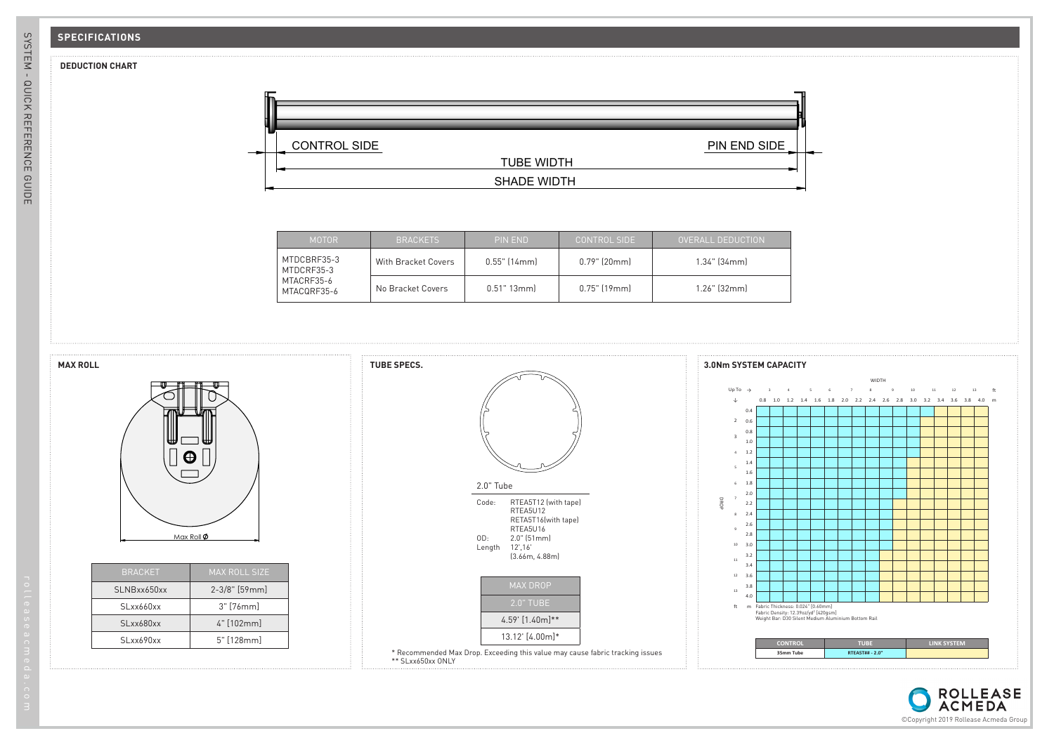## SPECIFICATIONS

### DEDUCTION CHART

CONTROL SIDE

PIN END SIDE

TUBE WIDTH

SHADE WIDTH

| MOTOR | BRACKETS | PIN END | CONTROL SIDE | OVERALL DEDUCTION |
|---|---|---|---|---|
| MTDCBRF35-3 MTDCRF35-3 MTACRF35-6 MTACQRF35-6 | With Bracket Covers | 0.55" (14mm) | 0.79" (20mm) | 1.34" (34mm) |
| | No Bracket Covers | 0.51" 13mm) | 0.75" (19mm) | 1.26" (32mm) |

### MAX ROLL

Max Roll Ø

| BRACKET | MAX ROLL SIZE |
|---|---|
| SLNBxx650xx | 2-3/8" [59mm] |
| SLxx660xx | 3" [76mm] |
| SLxx680xx | 4" [102mm] |
| SLxx690xx | 5" [128mm] |

### TUBE SPECS.

2.0" Tube

Code: RTEA5T12 (with tape)
RTEA5U12
RETA5T16(with tape)
RTEA5U16

OD: 2.0" (51mm)

Length 12',16'
(3.66m, 4.88m)

| MAX DROP |
|---|
| 2.0" TUBE |
| 4.59' [1.40m]** |
| 13.12' [4.00m]* |

\* Recommended Max Drop. Exceeding this value may cause fabric tracking issues
** SLxx650xx ONLY

### 3.0Nm SYSTEM CAPACITY

WIDTH

Up To →

ft: 3 4 5 6 7 8 9 10 11 12 13

m: 0.8 1.0 1.2 1.4 1.6 1.8 2.0 2.2 2.4 2.6 2.8 3.0 3.2 3.4 3.6 3.8 4.0

DROP

ft: 2 3 4 5 6 7 8 9 10 11 12 13

m: 0.4 0.6 0.8 1.0 1.2 1.4 1.6 1.8 2.0 2.2 2.4 2.6 2.8 3.0 3.2 3.4 3.6 3.8 4.0

Fabric Thickness: 0.024" [0.60mm]
Fabric Density: 12.39oz/yd² [420gsm]
Weight Bar: D30 Silent Medium Aluminium Bottom Rail

| CONTROL | TUBE | LINK SYSTEM |
|---|---|---|
| 35mm Tube | RTEA5T## - 2.0" | |

©Copyright 2019 Rollease Acmeda Group